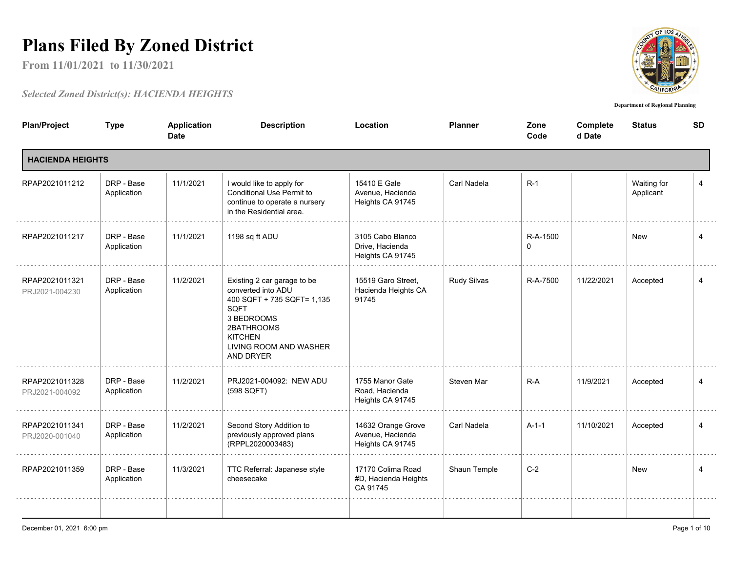# Plans Filed By Zoned District

**From 11/01/2021 to 11/30/2021**

*Selected Zoned District(s): HACIENDA HEIGHTS*

Department of Regional Planning

| Plan/Project | Type | Application Date | Description | Location | Planner | Zone Code | Completed Date | Status | SD |
|---|---|---|---|---|---|---|---|---|---|
| **HACIENDA HEIGHTS** | | | | | | | | | |
| RPAP2021011212 | DRP - Base Application | 11/1/2021 | I would like to apply for Conditional Use Permit to continue to operate a nursery in the Residential area. | 15410 E Gale Avenue, Hacienda Heights CA 91745 | Carl Nadela | R-1 | | Waiting for Applicant | 4 |
| RPAP2021011217 | DRP - Base Application | 11/1/2021 | 1198 sq ft ADU | 3105 Cabo Blanco Drive, Hacienda Heights CA 91745 | | R-A-15000 | | New | 4 |
| RPAP2021011321 PRJ2021-004230 | DRP - Base Application | 11/2/2021 | Existing 2 car garage to be converted into ADU 400 SQFT + 735 SQFT= 1,135 SQFT 3 BEDROOMS 2BATHROOMS KITCHEN LIVING ROOM AND WASHER AND DRYER | 15519 Garo Street, Hacienda Heights CA 91745 | Rudy Silvas | R-A-7500 | 11/22/2021 | Accepted | 4 |
| RPAP2021011328 PRJ2021-004092 | DRP - Base Application | 11/2/2021 | PRJ2021-004092: NEW ADU (598 SQFT) | 1755 Manor Gate Road, Hacienda Heights CA 91745 | Steven Mar | R-A | 11/9/2021 | Accepted | 4 |
| RPAP2021011341 PRJ2020-001040 | DRP - Base Application | 11/2/2021 | Second Story Addition to previously approved plans (RPPL2020003483) | 14632 Orange Grove Avenue, Hacienda Heights CA 91745 | Carl Nadela | A-1-1 | 11/10/2021 | Accepted | 4 |
| RPAP2021011359 | DRP - Base Application | 11/3/2021 | TTC Referral: Japanese style cheesecake | 17170 Colima Road #D, Hacienda Heights CA 91745 | Shaun Temple | C-2 | | New | 4 |

December 01, 2021 6:00 pm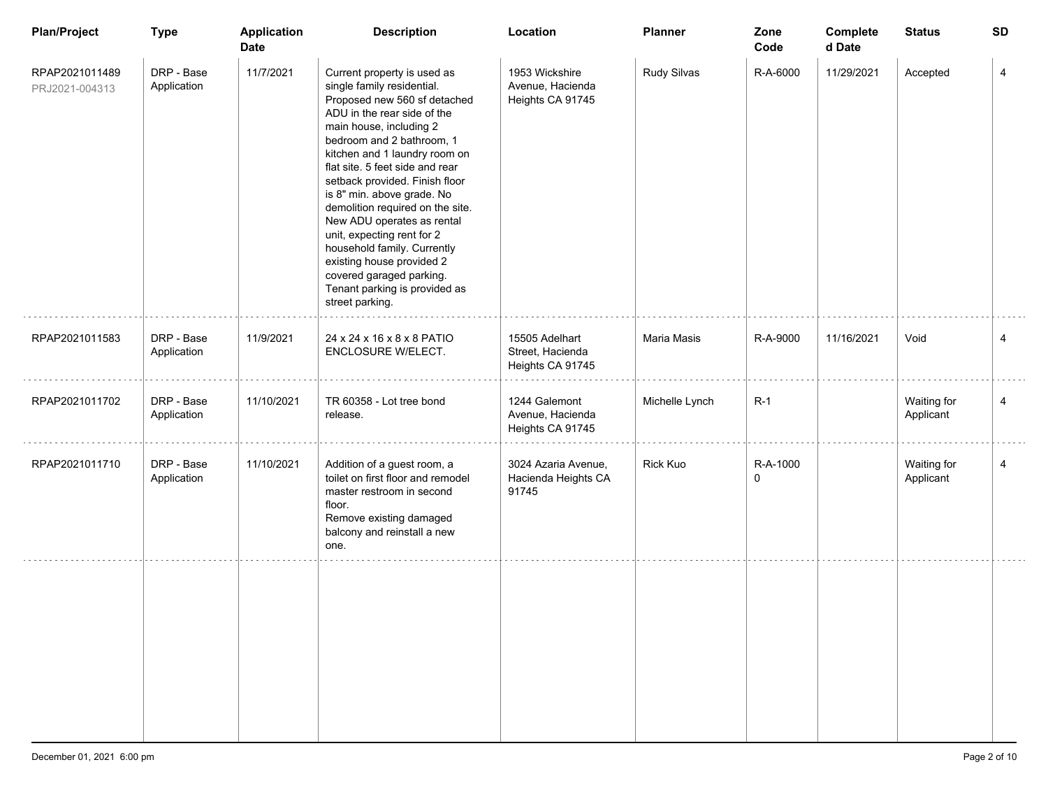| Plan/Project | Type | Application Date | Description | Location | Planner | Zone Code | Completed Date | Status | SD |
|---|---|---|---|---|---|---|---|---|---|
| RPAP2021011489 PRJ2021-004313 | DRP - Base Application | 11/7/2021 | Current property is used as single family residential. Proposed new 560 sf detached ADU in the rear side of the main house, including 2 bedroom and 2 bathroom, 1 kitchen and 1 laundry room on flat site. 5 feet side and rear setback provided. Finish floor is 8" min. above grade. No demolition required on the site. New ADU operates as rental unit, expecting rent for 2 household family. Currently existing house provided 2 covered garaged parking. Tenant parking is provided as street parking. | 1953 Wickshire Avenue, Hacienda Heights CA 91745 | Rudy Silvas | R-A-6000 | 11/29/2021 | Accepted | 4 |
| RPAP2021011583 | DRP - Base Application | 11/9/2021 | 24 x 24 x 16 x 8 x 8 PATIO ENCLOSURE W/ELECT. | 15505 Adelhart Street, Hacienda Heights CA 91745 | Maria Masis | R-A-9000 | 11/16/2021 | Void | 4 |
| RPAP2021011702 | DRP - Base Application | 11/10/2021 | TR 60358 - Lot tree bond release. | 1244 Galemont Avenue, Hacienda Heights CA 91745 | Michelle Lynch | R-1 | | Waiting for Applicant | 4 |
| RPAP2021011710 | DRP - Base Application | 11/10/2021 | Addition of a guest room, a toilet on first floor and remodel master restroom in second floor. Remove existing damaged balcony and reinstall a new one. | 3024 Azaria Avenue, Hacienda Heights CA 91745 | Rick Kuo | R-A-10000 | | Waiting for Applicant | 4 |

December 01, 2021 6:00 pm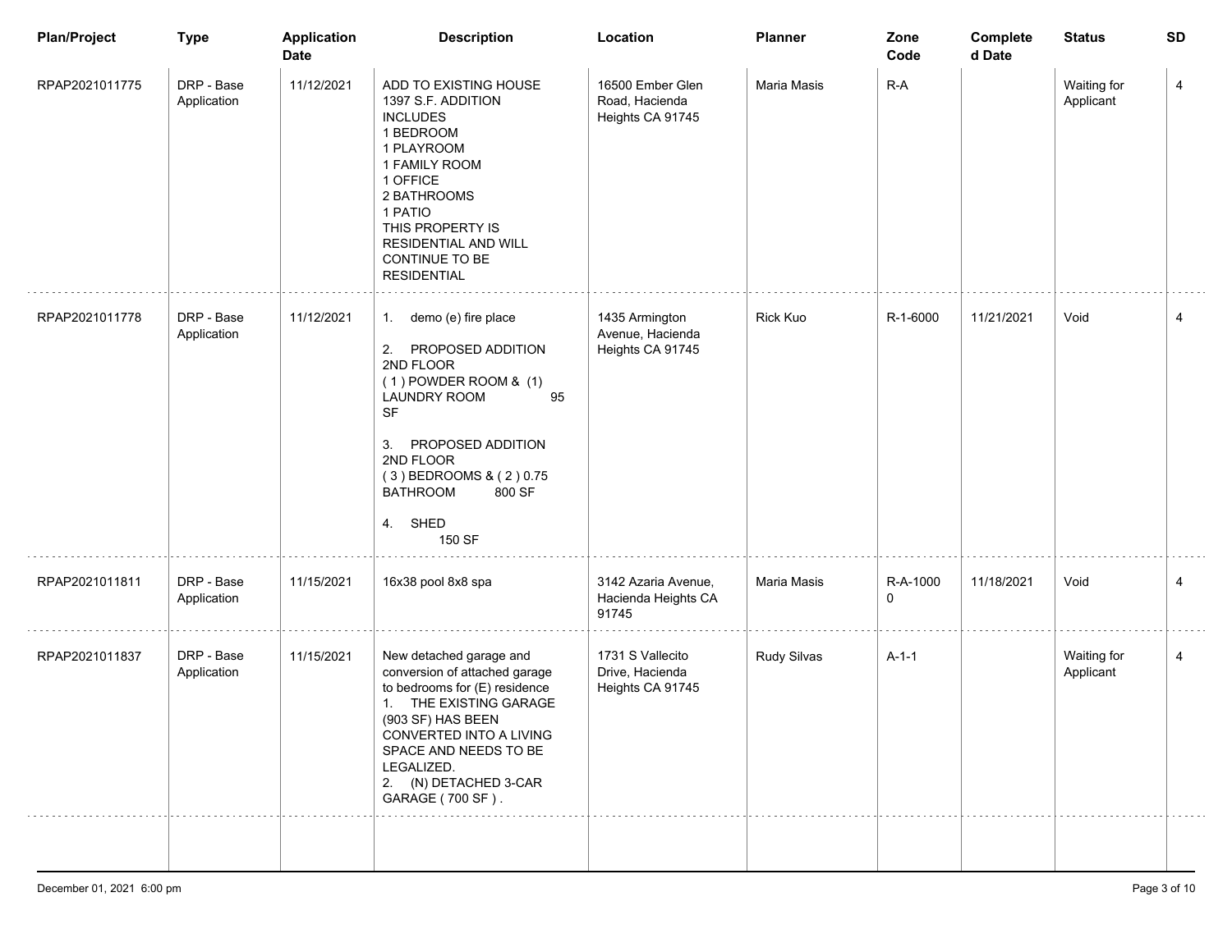| Plan/Project | Type | Application Date | Description | Location | Planner | Zone Code | Completed Date | Status | SD |
|---|---|---|---|---|---|---|---|---|---|
| RPAP2021011775 | DRP - Base Application | 11/12/2021 | ADD TO EXISTING HOUSE 1397 S.F. ADDITION INCLUDES 1 BEDROOM 1 PLAYROOM 1 FAMILY ROOM 1 OFFICE 2 BATHROOMS 1 PATIO THIS PROPERTY IS RESIDENTIAL AND WILL CONTINUE TO BE RESIDENTIAL | 16500 Ember Glen Road, Hacienda Heights CA 91745 | Maria Masis | R-A | | Waiting for Applicant | 4 |
| RPAP2021011778 | DRP - Base Application | 11/12/2021 | 1. demo (e) fire place 2. PROPOSED ADDITION 2ND FLOOR (1) POWDER ROOM & (1) LAUNDRY ROOM 95 SF 3. PROPOSED ADDITION 2ND FLOOR (3) BEDROOMS & (2) 0.75 BATHROOM 800 SF 4. SHED 150 SF | 1435 Armington Avenue, Hacienda Heights CA 91745 | Rick Kuo | R-1-6000 | 11/21/2021 | Void | 4 |
| RPAP2021011811 | DRP - Base Application | 11/15/2021 | 16x38 pool 8x8 spa | 3142 Azaria Avenue, Hacienda Heights CA 91745 | Maria Masis | R-A-10000 | 11/18/2021 | Void | 4 |
| RPAP2021011837 | DRP - Base Application | 11/15/2021 | New detached garage and conversion of attached garage to bedrooms for (E) residence 1. THE EXISTING GARAGE (903 SF) HAS BEEN CONVERTED INTO A LIVING SPACE AND NEEDS TO BE LEGALIZED. 2. (N) DETACHED 3-CAR GARAGE (700 SF). | 1731 S Vallecito Drive, Hacienda Heights CA 91745 | Rudy Silvas | A-1-1 | | Waiting for Applicant | 4 |

December 01, 2021 6:00 pm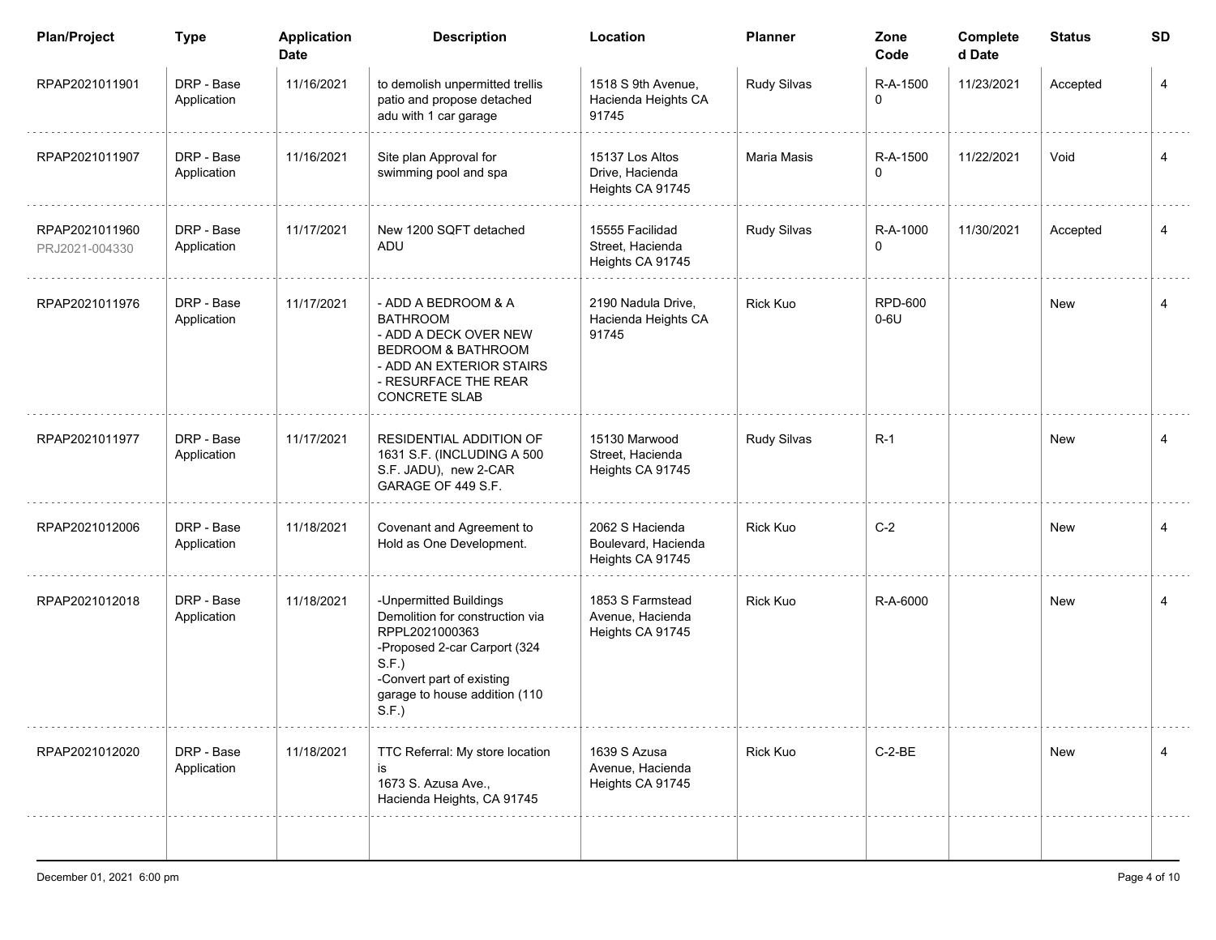| Plan/Project | Type | Application Date | Description | Location | Planner | Zone Code | Completed Date | Status | SD |
|---|---|---|---|---|---|---|---|---|---|
| RPAP2021011901 | DRP - Base Application | 11/16/2021 | to demolish unpermitted trellis patio and propose detached adu with 1 car garage | 1518 S 9th Avenue, Hacienda Heights CA 91745 | Rudy Silvas | R-A-15000 | 11/23/2021 | Accepted | 4 |
| RPAP2021011907 | DRP - Base Application | 11/16/2021 | Site plan Approval for swimming pool and spa | 15137 Los Altos Drive, Hacienda Heights CA 91745 | Maria Masis | R-A-15000 | 11/22/2021 | Void | 4 |
| RPAP2021011960 PRJ2021-004330 | DRP - Base Application | 11/17/2021 | New 1200 SQFT detached ADU | 15555 Facilidad Street, Hacienda Heights CA 91745 | Rudy Silvas | R-A-10000 | 11/30/2021 | Accepted | 4 |
| RPAP2021011976 | DRP - Base Application | 11/17/2021 | - ADD A BEDROOM & A BATHROOM<br>- ADD A DECK OVER NEW BEDROOM & BATHROOM<br>- ADD AN EXTERIOR STAIRS<br>- RESURFACE THE REAR CONCRETE SLAB | 2190 Nadula Drive, Hacienda Heights CA 91745 | Rick Kuo | RPD-6000-6U | | New | 4 |
| RPAP2021011977 | DRP - Base Application | 11/17/2021 | RESIDENTIAL ADDITION OF 1631 S.F. (INCLUDING A 500 S.F. JADU), new 2-CAR GARAGE OF 449 S.F. | 15130 Marwood Street, Hacienda Heights CA 91745 | Rudy Silvas | R-1 | | New | 4 |
| RPAP2021012006 | DRP - Base Application | 11/18/2021 | Covenant and Agreement to Hold as One Development. | 2062 S Hacienda Boulevard, Hacienda Heights CA 91745 | Rick Kuo | C-2 | | New | 4 |
| RPAP2021012018 | DRP - Base Application | 11/18/2021 | -Unpermitted Buildings Demolition for construction via RPPL2021000363<br>-Proposed 2-car Carport (324 S.F.)<br>-Convert part of existing garage to house addition (110 S.F.) | 1853 S Farmstead Avenue, Hacienda Heights CA 91745 | Rick Kuo | R-A-6000 | | New | 4 |
| RPAP2021012020 | DRP - Base Application | 11/18/2021 | TTC Referral: My store location is<br>1673 S. Azusa Ave., Hacienda Heights, CA 91745 | 1639 S Azusa Avenue, Hacienda Heights CA 91745 | Rick Kuo | C-2-BE | | New | 4 |

December 01, 2021 6:00 pm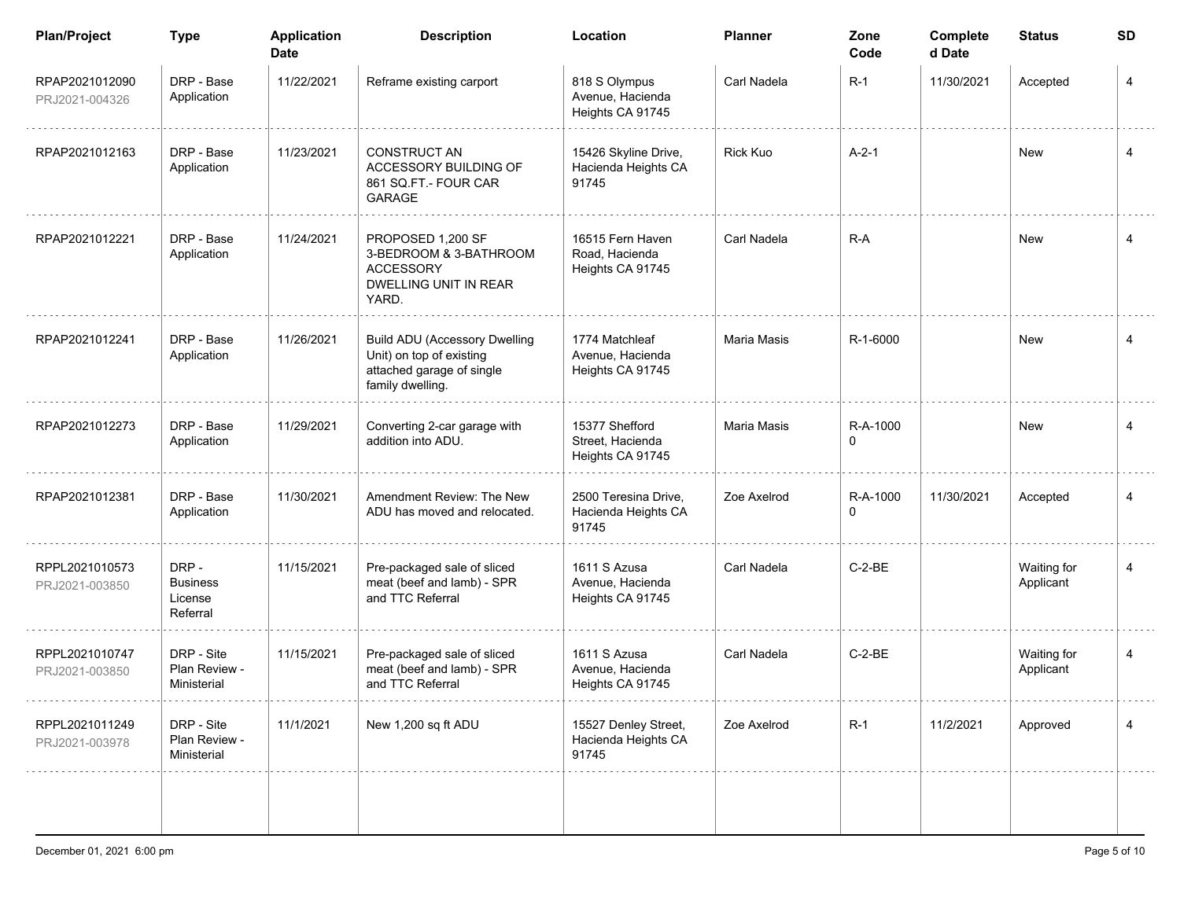| Plan/Project | Type | Application Date | Description | Location | Planner | Zone Code | Completed Date | Status | SD |
|---|---|---|---|---|---|---|---|---|---|
| RPAP2021012090 PRJ2021-004326 | DRP - Base Application | 11/22/2021 | Reframe existing carport | 818 S Olympus Avenue, Hacienda Heights CA 91745 | Carl Nadela | R-1 | 11/30/2021 | Accepted | 4 |
| RPAP2021012163 | DRP - Base Application | 11/23/2021 | CONSTRUCT AN ACCESSORY BUILDING OF 861 SQ.FT.- FOUR CAR GARAGE | 15426 Skyline Drive, Hacienda Heights CA 91745 | Rick Kuo | A-2-1 | | New | 4 |
| RPAP2021012221 | DRP - Base Application | 11/24/2021 | PROPOSED 1,200 SF 3-BEDROOM & 3-BATHROOM ACCESSORY DWELLING UNIT IN REAR YARD. | 16515 Fern Haven Road, Hacienda Heights CA 91745 | Carl Nadela | R-A | | New | 4 |
| RPAP2021012241 | DRP - Base Application | 11/26/2021 | Build ADU (Accessory Dwelling Unit) on top of existing attached garage of single family dwelling. | 1774 Matchleaf Avenue, Hacienda Heights CA 91745 | Maria Masis | R-1-6000 | | New | 4 |
| RPAP2021012273 | DRP - Base Application | 11/29/2021 | Converting 2-car garage with addition into ADU. | 15377 Shefford Street, Hacienda Heights CA 91745 | Maria Masis | R-A-10000 | | New | 4 |
| RPAP2021012381 | DRP - Base Application | 11/30/2021 | Amendment Review: The New ADU has moved and relocated. | 2500 Teresina Drive, Hacienda Heights CA 91745 | Zoe Axelrod | R-A-10000 | 11/30/2021 | Accepted | 4 |
| RPPL2021010573 PRJ2021-003850 | DRP - Business License Referral | 11/15/2021 | Pre-packaged sale of sliced meat (beef and lamb) - SPR and TTC Referral | 1611 S Azusa Avenue, Hacienda Heights CA 91745 | Carl Nadela | C-2-BE | | Waiting for Applicant | 4 |
| RPPL2021010747 PRJ2021-003850 | DRP - Site Plan Review - Ministerial | 11/15/2021 | Pre-packaged sale of sliced meat (beef and lamb) - SPR and TTC Referral | 1611 S Azusa Avenue, Hacienda Heights CA 91745 | Carl Nadela | C-2-BE | | Waiting for Applicant | 4 |
| RPPL2021011249 PRJ2021-003978 | DRP - Site Plan Review - Ministerial | 11/1/2021 | New 1,200 sq ft ADU | 15527 Denley Street, Hacienda Heights CA 91745 | Zoe Axelrod | R-1 | 11/2/2021 | Approved | 4 |

December 01, 2021 6:00 pm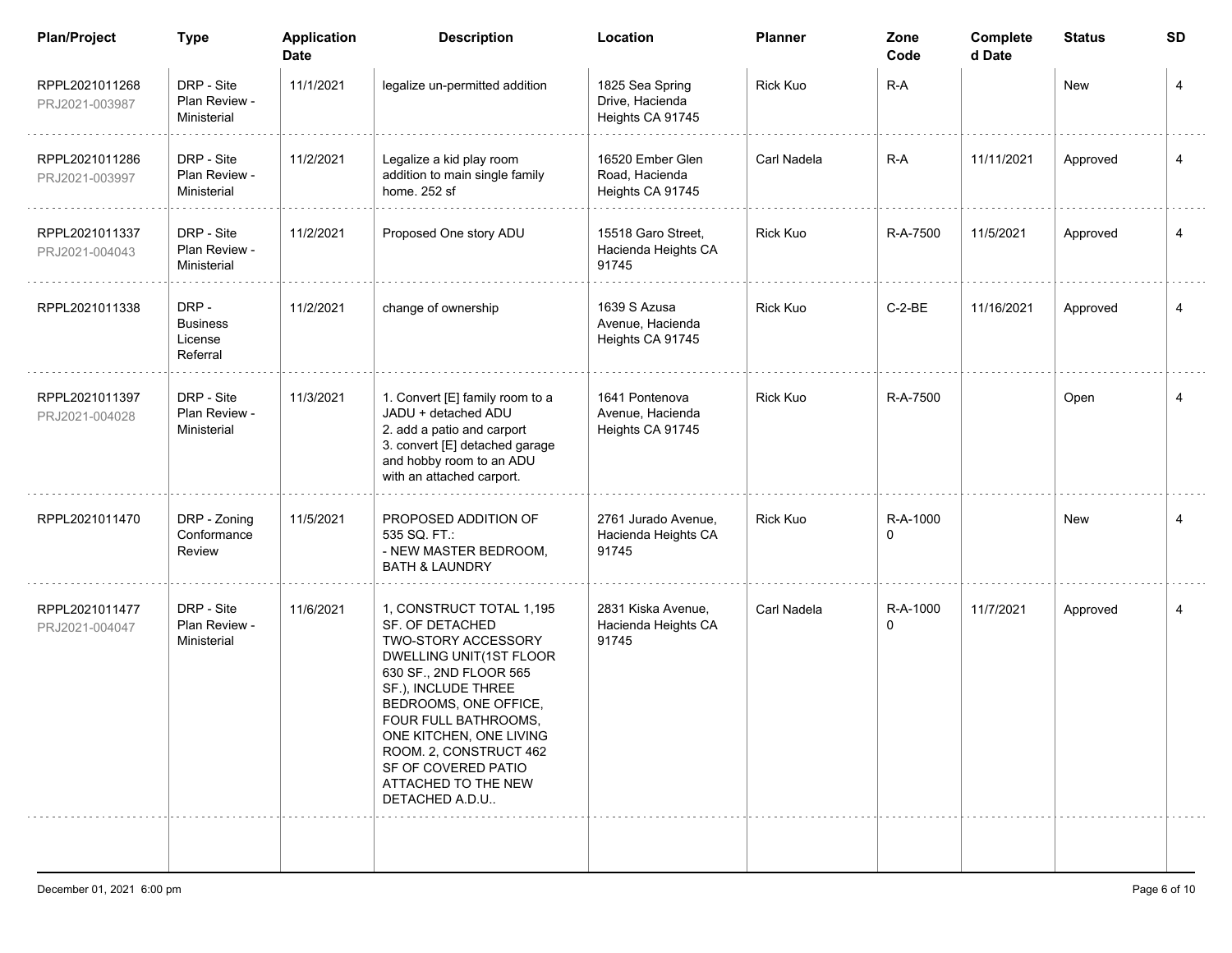| Plan/Project | Type | Application Date | Description | Location | Planner | Zone Code | Completed Date | Status | SD |
|---|---|---|---|---|---|---|---|---|---|
| RPPL2021011268 PRJ2021-003987 | DRP - Site Plan Review - Ministerial | 11/1/2021 | legalize un-permitted addition | 1825 Sea Spring Drive, Hacienda Heights CA 91745 | Rick Kuo | R-A | | New | 4 |
| RPPL2021011286 PRJ2021-003997 | DRP - Site Plan Review - Ministerial | 11/2/2021 | Legalize a kid play room addition to main single family home. 252 sf | 16520 Ember Glen Road, Hacienda Heights CA 91745 | Carl Nadela | R-A | 11/11/2021 | Approved | 4 |
| RPPL2021011337 PRJ2021-004043 | DRP - Site Plan Review - Ministerial | 11/2/2021 | Proposed One story ADU | 15518 Garo Street, Hacienda Heights CA 91745 | Rick Kuo | R-A-7500 | 11/5/2021 | Approved | 4 |
| RPPL2021011338 | DRP - Business License Referral | 11/2/2021 | change of ownership | 1639 S Azusa Avenue, Hacienda Heights CA 91745 | Rick Kuo | C-2-BE | 11/16/2021 | Approved | 4 |
| RPPL2021011397 PRJ2021-004028 | DRP - Site Plan Review - Ministerial | 11/3/2021 | 1. Convert [E] family room to a JADU + detached ADU 2. add a patio and carport 3. convert [E] detached garage and hobby room to an ADU with an attached carport. | 1641 Pontenova Avenue, Hacienda Heights CA 91745 | Rick Kuo | R-A-7500 | | Open | 4 |
| RPPL2021011470 | DRP - Zoning Conformance Review | 11/5/2021 | PROPOSED ADDITION OF 535 SQ. FT.: - NEW MASTER BEDROOM, BATH & LAUNDRY | 2761 Jurado Avenue, Hacienda Heights CA 91745 | Rick Kuo | R-A-10000 | | New | 4 |
| RPPL2021011477 PRJ2021-004047 | DRP - Site Plan Review - Ministerial | 11/6/2021 | 1, CONSTRUCT TOTAL 1,195 SF. OF DETACHED TWO-STORY ACCESSORY DWELLING UNIT(1ST FLOOR 630 SF., 2ND FLOOR 565 SF.), INCLUDE THREE BEDROOMS, ONE OFFICE, FOUR FULL BATHROOMS, ONE KITCHEN, ONE LIVING ROOM. 2, CONSTRUCT 462 SF OF COVERED PATIO ATTACHED TO THE NEW DETACHED A.D.U.. | 2831 Kiska Avenue, Hacienda Heights CA 91745 | Carl Nadela | R-A-10000 | 11/7/2021 | Approved | 4 |

December 01, 2021 6:00 pm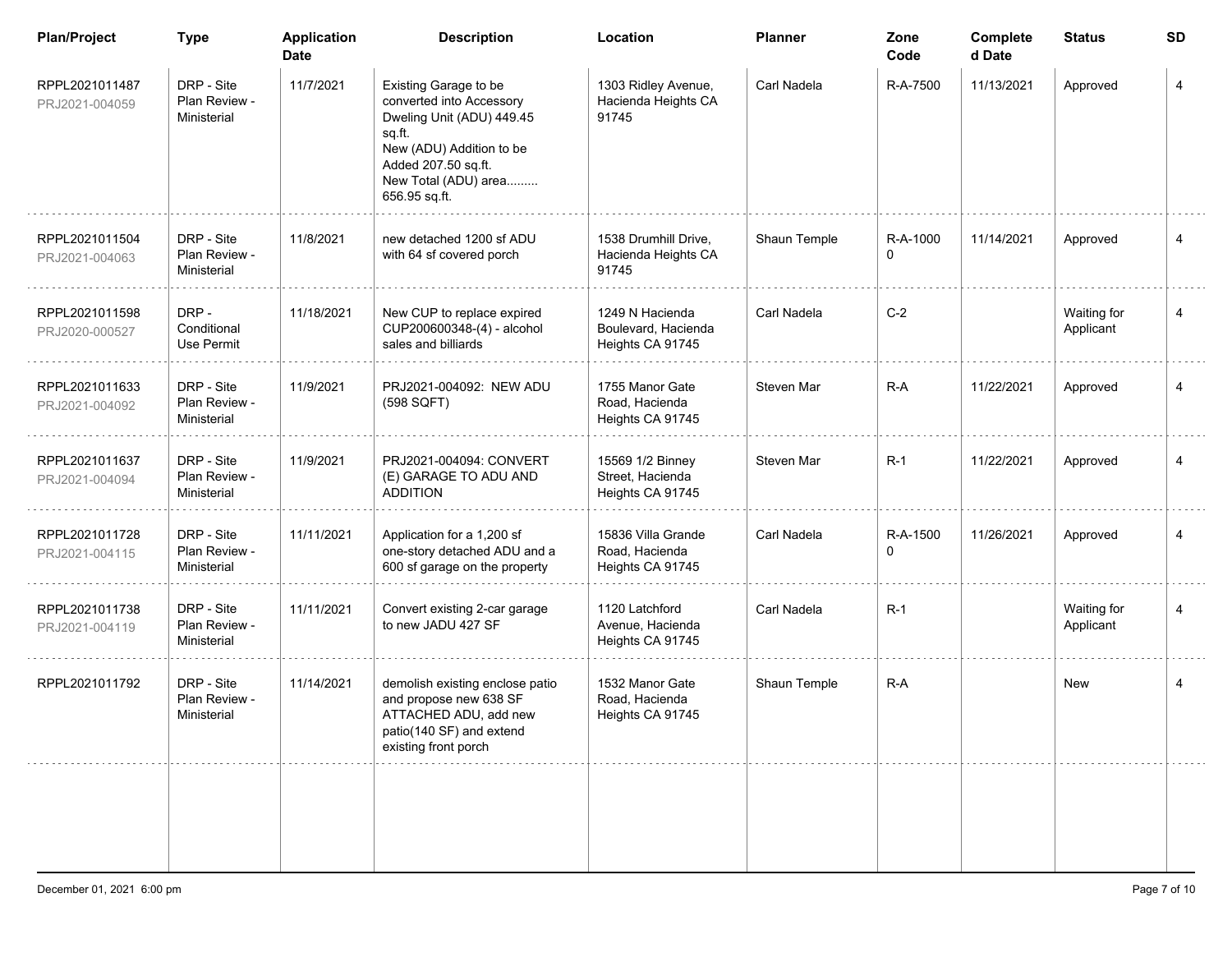| Plan/Project | Type | Application Date | Description | Location | Planner | Zone Code | Completed Date | Status | SD |
|---|---|---|---|---|---|---|---|---|---|
| RPPL2021011487 PRJ2021-004059 | DRP - Site Plan Review - Ministerial | 11/7/2021 | Existing Garage to be converted into Accessory Dweling Unit (ADU) 449.45 sq.ft. New (ADU) Addition to be Added 207.50 sq.ft. New Total (ADU) area......... 656.95 sq.ft. | 1303 Ridley Avenue, Hacienda Heights CA 91745 | Carl Nadela | R-A-7500 | 11/13/2021 | Approved | 4 |
| RPPL2021011504 PRJ2021-004063 | DRP - Site Plan Review - Ministerial | 11/8/2021 | new detached 1200 sf ADU with 64 sf covered porch | 1538 Drumhill Drive, Hacienda Heights CA 91745 | Shaun Temple | R-A-10000 | 11/14/2021 | Approved | 4 |
| RPPL2021011598 PRJ2020-000527 | DRP - Conditional Use Permit | 11/18/2021 | New CUP to replace expired CUP200600348-(4) - alcohol sales and billiards | 1249 N Hacienda Boulevard, Hacienda Heights CA 91745 | Carl Nadela | C-2 | | Waiting for Applicant | 4 |
| RPPL2021011633 PRJ2021-004092 | DRP - Site Plan Review - Ministerial | 11/9/2021 | PRJ2021-004092: NEW ADU (598 SQFT) | 1755 Manor Gate Road, Hacienda Heights CA 91745 | Steven Mar | R-A | 11/22/2021 | Approved | 4 |
| RPPL2021011637 PRJ2021-004094 | DRP - Site Plan Review - Ministerial | 11/9/2021 | PRJ2021-004094: CONVERT (E) GARAGE TO ADU AND ADDITION | 15569 1/2 Binney Street, Hacienda Heights CA 91745 | Steven Mar | R-1 | 11/22/2021 | Approved | 4 |
| RPPL2021011728 PRJ2021-004115 | DRP - Site Plan Review - Ministerial | 11/11/2021 | Application for a 1,200 sf one-story detached ADU and a 600 sf garage on the property | 15836 Villa Grande Road, Hacienda Heights CA 91745 | Carl Nadela | R-A-15000 | 11/26/2021 | Approved | 4 |
| RPPL2021011738 PRJ2021-004119 | DRP - Site Plan Review - Ministerial | 11/11/2021 | Convert existing 2-car garage to new JADU 427 SF | 1120 Latchford Avenue, Hacienda Heights CA 91745 | Carl Nadela | R-1 | | Waiting for Applicant | 4 |
| RPPL2021011792 | DRP - Site Plan Review - Ministerial | 11/14/2021 | demolish existing enclose patio and propose new 638 SF ATTACHED ADU, add new patio(140 SF) and extend existing front porch | 1532 Manor Gate Road, Hacienda Heights CA 91745 | Shaun Temple | R-A | | New | 4 |

December 01, 2021 6:00 pm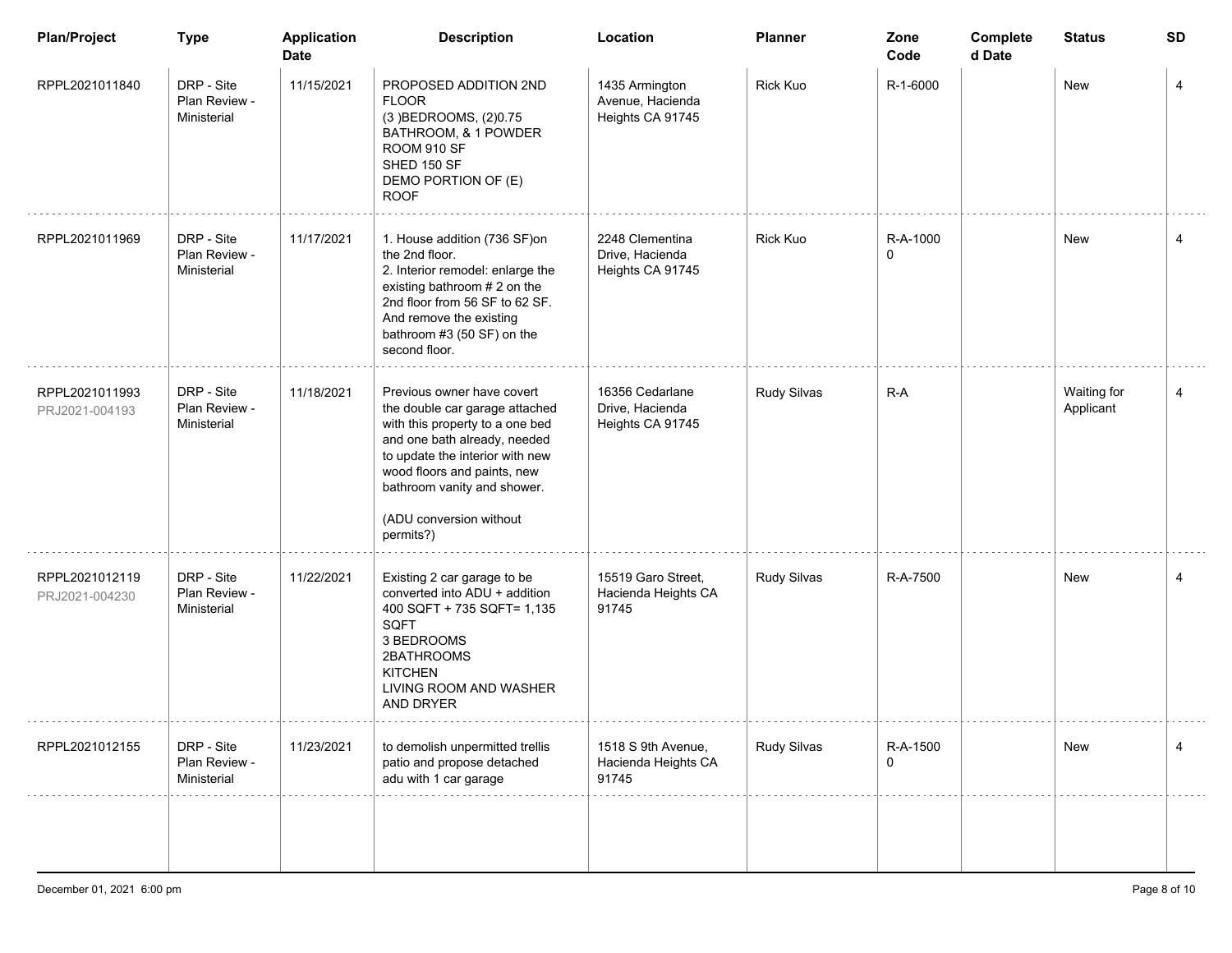| Plan/Project | Type | Application Date | Description | Location | Planner | Zone Code | Completed Date | Status | SD |
|---|---|---|---|---|---|---|---|---|---|
| RPPL2021011840 | DRP - Site Plan Review - Ministerial | 11/15/2021 | PROPOSED ADDITION 2ND FLOOR (3 )BEDROOMS, (2)0.75 BATHROOM, & 1 POWDER ROOM 910 SF SHED 150 SF DEMO PORTION OF (E) ROOF | 1435 Armington Avenue, Hacienda Heights CA 91745 | Rick Kuo | R-1-6000 | | New | 4 |
| RPPL2021011969 | DRP - Site Plan Review - Ministerial | 11/17/2021 | 1. House addition (736 SF)on the 2nd floor. 2. Interior remodel: enlarge the existing bathroom # 2 on the 2nd floor from 56 SF to 62 SF. And remove the existing bathroom #3 (50 SF) on the second floor. | 2248 Clementina Drive, Hacienda Heights CA 91745 | Rick Kuo | R-A-10000 | | New | 4 |
| RPPL2021011993 PRJ2021-004193 | DRP - Site Plan Review - Ministerial | 11/18/2021 | Previous owner have covert the double car garage attached with this property to a one bed and one bath already, needed to update the interior with new wood floors and paints, new bathroom vanity and shower. (ADU conversion without permits?) | 16356 Cedarlane Drive, Hacienda Heights CA 91745 | Rudy Silvas | R-A | | Waiting for Applicant | 4 |
| RPPL2021012119 PRJ2021-004230 | DRP - Site Plan Review - Ministerial | 11/22/2021 | Existing 2 car garage to be converted into ADU + addition 400 SQFT + 735 SQFT= 1,135 SQFT 3 BEDROOMS 2BATHROOMS KITCHEN LIVING ROOM AND WASHER AND DRYER | 15519 Garo Street, Hacienda Heights CA 91745 | Rudy Silvas | R-A-7500 | | New | 4 |
| RPPL2021012155 | DRP - Site Plan Review - Ministerial | 11/23/2021 | to demolish unpermitted trellis patio and propose detached adu with 1 car garage | 1518 S 9th Avenue, Hacienda Heights CA 91745 | Rudy Silvas | R-A-15000 | | New | 4 |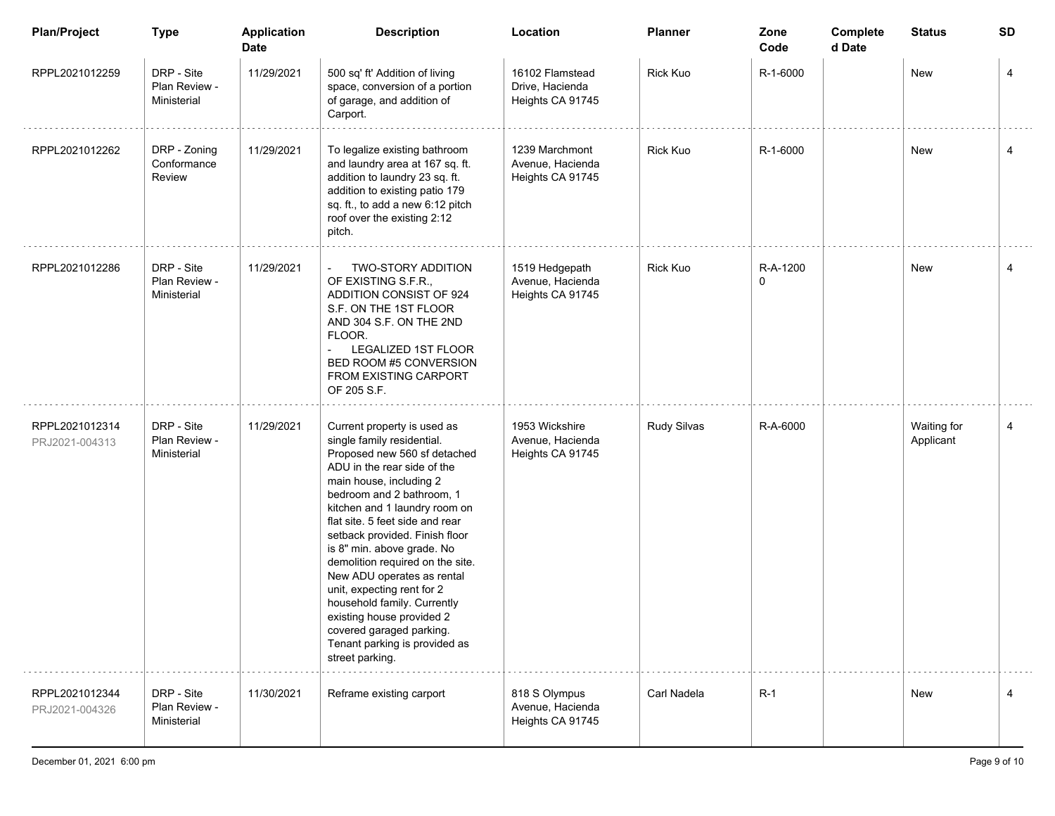| Plan/Project | Type | Application Date | Description | Location | Planner | Zone Code | Completed Date | Status | SD |
|---|---|---|---|---|---|---|---|---|---|
| RPPL2021012259 | DRP - Site Plan Review - Ministerial | 11/29/2021 | 500 sq' ft' Addition of living space, conversion of a portion of garage, and addition of Carport. | 16102 Flamstead Drive, Hacienda Heights CA 91745 | Rick Kuo | R-1-6000 | | New | 4 |
| RPPL2021012262 | DRP - Zoning Conformance Review | 11/29/2021 | To legalize existing bathroom and laundry area at 167 sq. ft. addition to laundry 23 sq. ft. addition to existing patio 179 sq. ft., to add a new 6:12 pitch roof over the existing 2:12 pitch. | 1239 Marchmont Avenue, Hacienda Heights CA 91745 | Rick Kuo | R-1-6000 | | New | 4 |
| RPPL2021012286 | DRP - Site Plan Review - Ministerial | 11/29/2021 | - TWO-STORY ADDITION OF EXISTING S.F.R., ADDITION CONSIST OF 924 S.F. ON THE 1ST FLOOR AND 304 S.F. ON THE 2ND FLOOR. - LEGALIZED 1ST FLOOR BED ROOM #5 CONVERSION FROM EXISTING CARPORT OF 205 S.F. | 1519 Hedgepath Avenue, Hacienda Heights CA 91745 | Rick Kuo | R-A-12000 | | New | 4 |
| RPPL2021012314 PRJ2021-004313 | DRP - Site Plan Review - Ministerial | 11/29/2021 | Current property is used as single family residential. Proposed new 560 sf detached ADU in the rear side of the main house, including 2 bedroom and 2 bathroom, 1 kitchen and 1 laundry room on flat site. 5 feet side and rear setback provided. Finish floor is 8" min. above grade. No demolition required on the site. New ADU operates as rental unit, expecting rent for 2 household family. Currently existing house provided 2 covered garaged parking. Tenant parking is provided as street parking. | 1953 Wickshire Avenue, Hacienda Heights CA 91745 | Rudy Silvas | R-A-6000 | | Waiting for Applicant | 4 |
| RPPL2021012344 PRJ2021-004326 | DRP - Site Plan Review - Ministerial | 11/30/2021 | Reframe existing carport | 818 S Olympus Avenue, Hacienda Heights CA 91745 | Carl Nadela | R-1 | | New | 4 |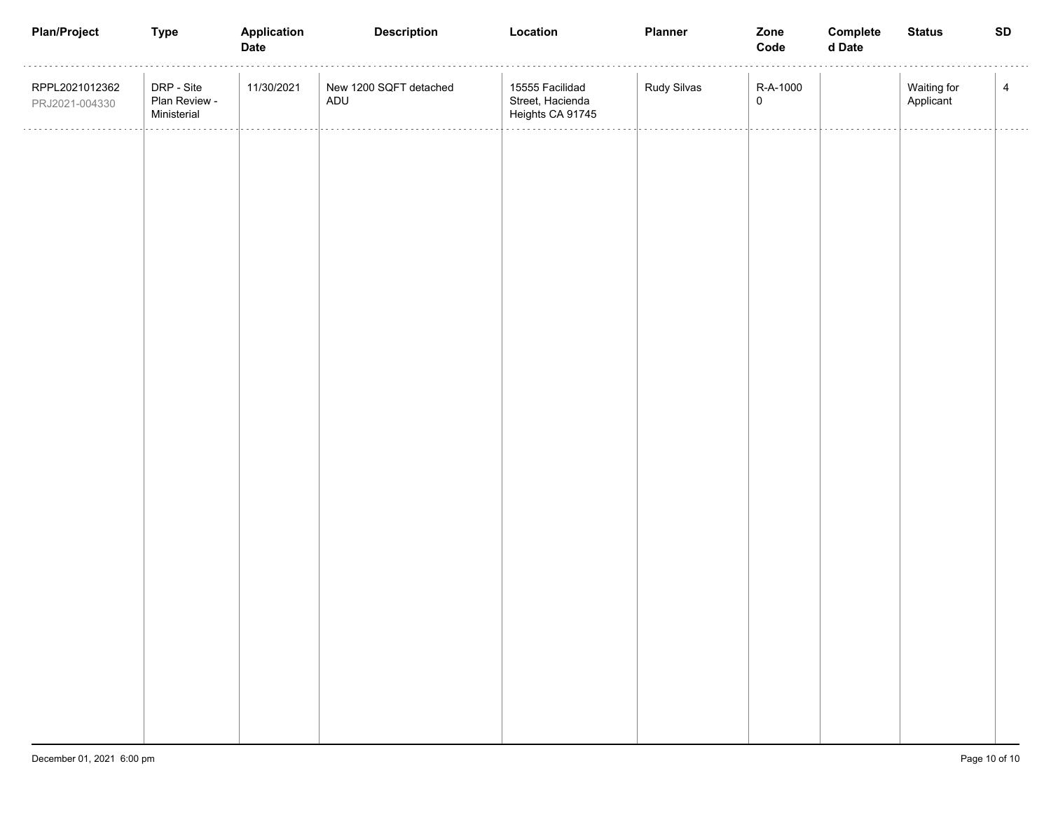| Plan/Project | Type | Application Date | Description | Location | Planner | Zone Code | Completed Date | Status | SD |
|---|---|---|---|---|---|---|---|---|---|
| RPPL2021012362 PRJ2021-004330 | DRP - Site Plan Review - Ministerial | 11/30/2021 | New 1200 SQFT detached ADU | 15555 Facilidad Street, Hacienda Heights CA 91745 | Rudy Silvas | R-A-10000 | | Waiting for Applicant | 4 |

December 01, 2021 6:00 pm